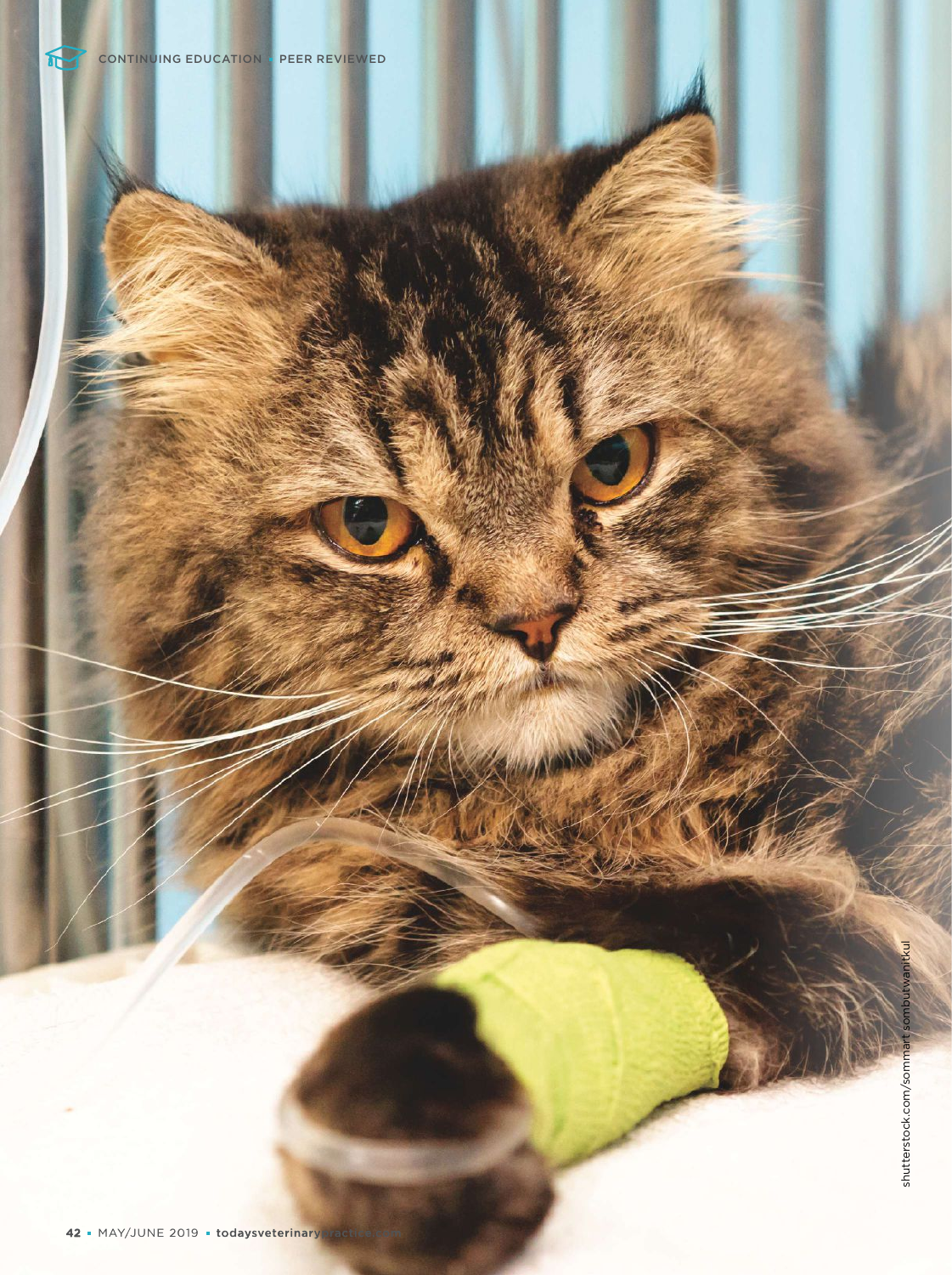shutterstock.com/sommart sombutwanitkul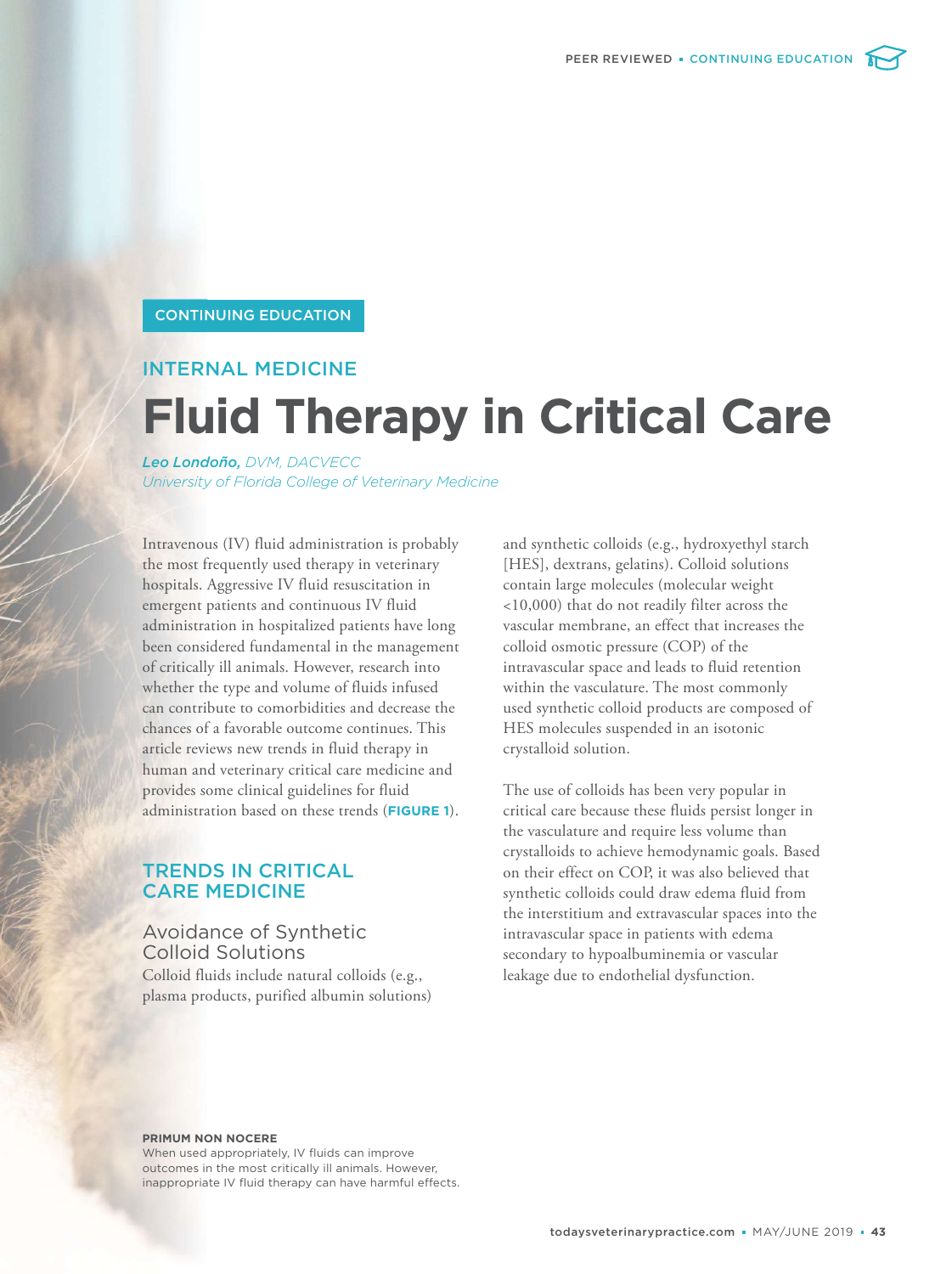CONTINUING EDUCATION

INTERNAL MEDICINE

# Fluid Therapy in Critical Care

***Leo Londoño,*** *DVM, DACVECC*
*University of Florida College of Veterinary Medicine*

Intravenous (IV) fluid administration is probably the most frequently used therapy in veterinary hospitals. Aggressive IV fluid resuscitation in emergent patients and continuous IV fluid administration in hospitalized patients have long been considered fundamental in the management of critically ill animals. However, research into whether the type and volume of fluids infused can contribute to comorbidities and decrease the chances of a favorable outcome continues. This article reviews new trends in fluid therapy in human and veterinary critical care medicine and provides some clinical guidelines for fluid administration based on these trends (**FIGURE 1**).

## TRENDS IN CRITICAL CARE MEDICINE

### Avoidance of Synthetic Colloid Solutions

Colloid fluids include natural colloids (e.g., plasma products, purified albumin solutions) and synthetic colloids (e.g., hydroxyethyl starch [HES], dextrans, gelatins). Colloid solutions contain large molecules (molecular weight <10,000) that do not readily filter across the vascular membrane, an effect that increases the colloid osmotic pressure (COP) of the intravascular space and leads to fluid retention within the vasculature. The most commonly used synthetic colloid products are composed of HES molecules suspended in an isotonic crystalloid solution.

The use of colloids has been very popular in critical care because these fluids persist longer in the vasculature and require less volume than crystalloids to achieve hemodynamic goals. Based on their effect on COP, it was also believed that synthetic colloids could draw edema fluid from the interstitium and extravascular spaces into the intravascular space in patients with edema secondary to hypoalbuminemia or vascular leakage due to endothelial dysfunction.

**PRIMUM NON NOCERE**
When used appropriately, IV fluids can improve outcomes in the most critically ill animals. However, inappropriate IV fluid therapy can have harmful effects.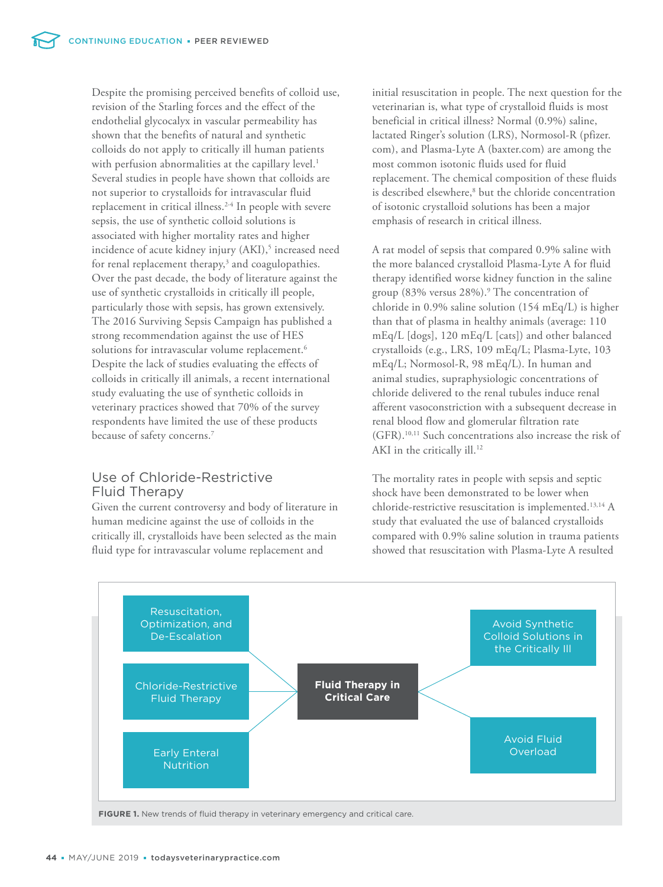Despite the promising perceived benefits of colloid use, revision of the Starling forces and the effect of the endothelial glycocalyx in vascular permeability has shown that the benefits of natural and synthetic colloids do not apply to critically ill human patients with perfusion abnormalities at the capillary level.[1] Several studies in people have shown that colloids are not superior to crystalloids for intravascular fluid replacement in critical illness.[2-4] In people with severe sepsis, the use of synthetic colloid solutions is associated with higher mortality rates and higher incidence of acute kidney injury (AKI),[5] increased need for renal replacement therapy,[3] and coagulopathies. Over the past decade, the body of literature against the use of synthetic crystalloids in critically ill people, particularly those with sepsis, has grown extensively. The 2016 Surviving Sepsis Campaign has published a strong recommendation against the use of HES solutions for intravascular volume replacement.[6] Despite the lack of studies evaluating the effects of colloids in critically ill animals, a recent international study evaluating the use of synthetic colloids in veterinary practices showed that 70% of the survey respondents have limited the use of these products because of safety concerns.[7]

## Use of Chloride-Restrictive Fluid Therapy

Given the current controversy and body of literature in human medicine against the use of colloids in the critically ill, crystalloids have been selected as the main fluid type for intravascular volume replacement and initial resuscitation in people. The next question for the veterinarian is, what type of crystalloid fluids is most beneficial in critical illness? Normal (0.9%) saline, lactated Ringer's solution (LRS), Normosol-R (pfizer.com), and Plasma-Lyte A (baxter.com) are among the most common isotonic fluids used for fluid replacement. The chemical composition of these fluids is described elsewhere,[8] but the chloride concentration of isotonic crystalloid solutions has been a major emphasis of research in critical illness.

A rat model of sepsis that compared 0.9% saline with the more balanced crystalloid Plasma-Lyte A for fluid therapy identified worse kidney function in the saline group (83% versus 28%).[9] The concentration of chloride in 0.9% saline solution (154 mEq/L) is higher than that of plasma in healthy animals (average: 110 mEq/L [dogs], 120 mEq/L [cats]) and other balanced crystalloids (e.g., LRS, 109 mEq/L; Plasma-Lyte, 103 mEq/L; Normosol-R, 98 mEq/L). In human and animal studies, supraphysiologic concentrations of chloride delivered to the renal tubules induce renal afferent vasoconstriction with a subsequent decrease in renal blood flow and glomerular filtration rate (GFR).[10,11] Such concentrations also increase the risk of AKI in the critically ill.[12]

The mortality rates in people with sepsis and septic shock have been demonstrated to be lower when chloride-restrictive resuscitation is implemented.[13,14] A study that evaluated the use of balanced crystalloids compared with 0.9% saline solution in trauma patients showed that resuscitation with Plasma-Lyte A resulted

Fluid Therapy in Critical Care:
- Resuscitation, Optimization, and De-Escalation
- Chloride-Restrictive Fluid Therapy
- Early Enteral Nutrition
- Avoid Synthetic Colloid Solutions in the Critically Ill
- Avoid Fluid Overload

**FIGURE 1.** New trends of fluid therapy in veterinary emergency and critical care.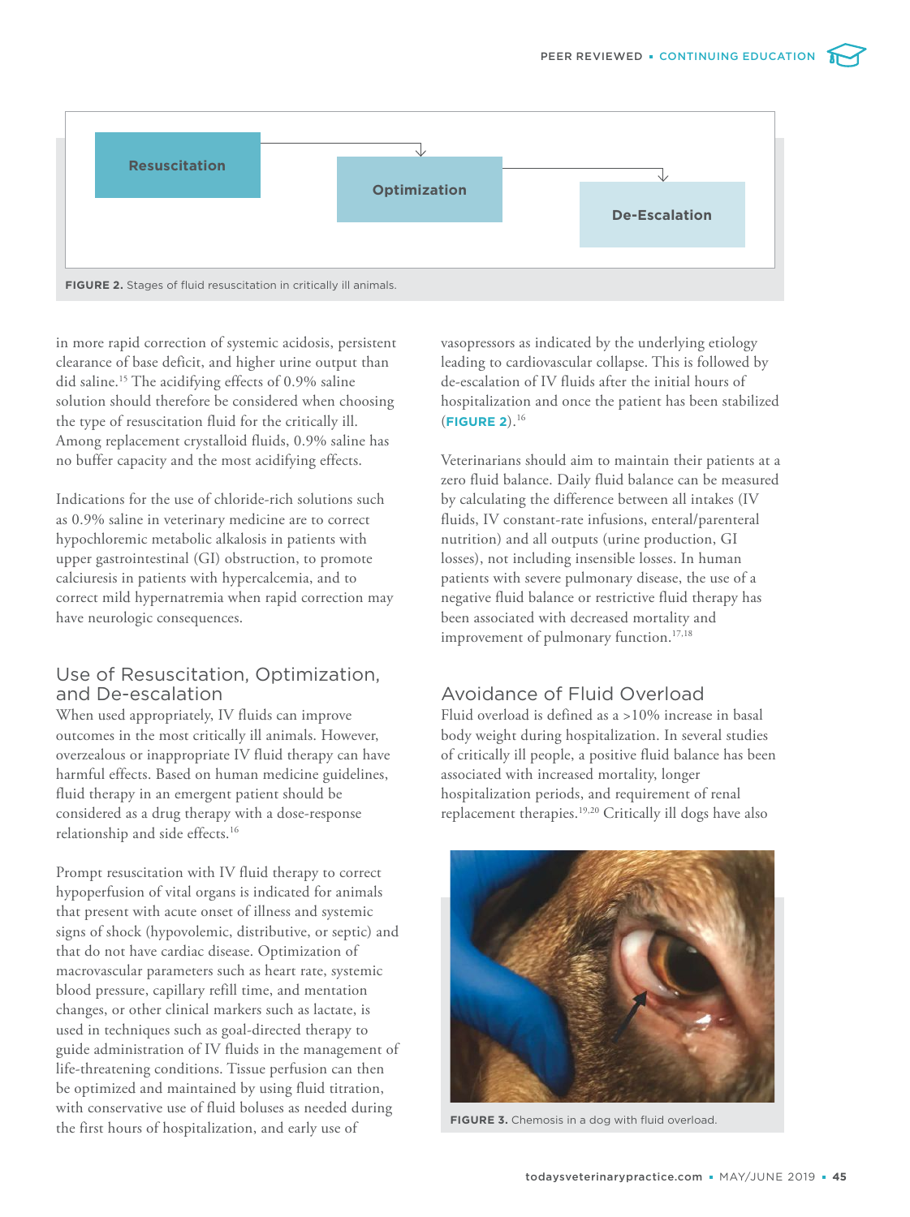Resuscitation → Optimization → De-Escalation

FIGURE 2. Stages of fluid resuscitation in critically ill animals.

in more rapid correction of systemic acidosis, persistent clearance of base deficit, and higher urine output than did saline.[15] The acidifying effects of 0.9% saline solution should therefore be considered when choosing the type of resuscitation fluid for the critically ill. Among replacement crystalloid fluids, 0.9% saline has no buffer capacity and the most acidifying effects.

Indications for the use of chloride-rich solutions such as 0.9% saline in veterinary medicine are to correct hypochloremic metabolic alkalosis in patients with upper gastrointestinal (GI) obstruction, to promote calciuresis in patients with hypercalcemia, and to correct mild hypernatremia when rapid correction may have neurologic consequences.

## Use of Resuscitation, Optimization, and De-escalation

When used appropriately, IV fluids can improve outcomes in the most critically ill animals. However, overzealous or inappropriate IV fluid therapy can have harmful effects. Based on human medicine guidelines, fluid therapy in an emergent patient should be considered as a drug therapy with a dose-response relationship and side effects.[16]

Prompt resuscitation with IV fluid therapy to correct hypoperfusion of vital organs is indicated for animals that present with acute onset of illness and systemic signs of shock (hypovolemic, distributive, or septic) and that do not have cardiac disease. Optimization of macrovascular parameters such as heart rate, systemic blood pressure, capillary refill time, and mentation changes, or other clinical markers such as lactate, is used in techniques such as goal-directed therapy to guide administration of IV fluids in the management of life-threatening conditions. Tissue perfusion can then be optimized and maintained by using fluid titration, with conservative use of fluid boluses as needed during the first hours of hospitalization, and early use of vasopressors as indicated by the underlying etiology leading to cardiovascular collapse. This is followed by de-escalation of IV fluids after the initial hours of hospitalization and once the patient has been stabilized (**FIGURE 2**).[16]

Veterinarians should aim to maintain their patients at a zero fluid balance. Daily fluid balance can be measured by calculating the difference between all intakes (IV fluids, IV constant-rate infusions, enteral/parenteral nutrition) and all outputs (urine production, GI losses), not including insensible losses. In human patients with severe pulmonary disease, the use of a negative fluid balance or restrictive fluid therapy has been associated with decreased mortality and improvement of pulmonary function.[17,18]

## Avoidance of Fluid Overload

Fluid overload is defined as a >10% increase in basal body weight during hospitalization. In several studies of critically ill people, a positive fluid balance has been associated with increased mortality, longer hospitalization periods, and requirement of renal replacement therapies.[19,20] Critically ill dogs have also

FIGURE 3. Chemosis in a dog with fluid overload.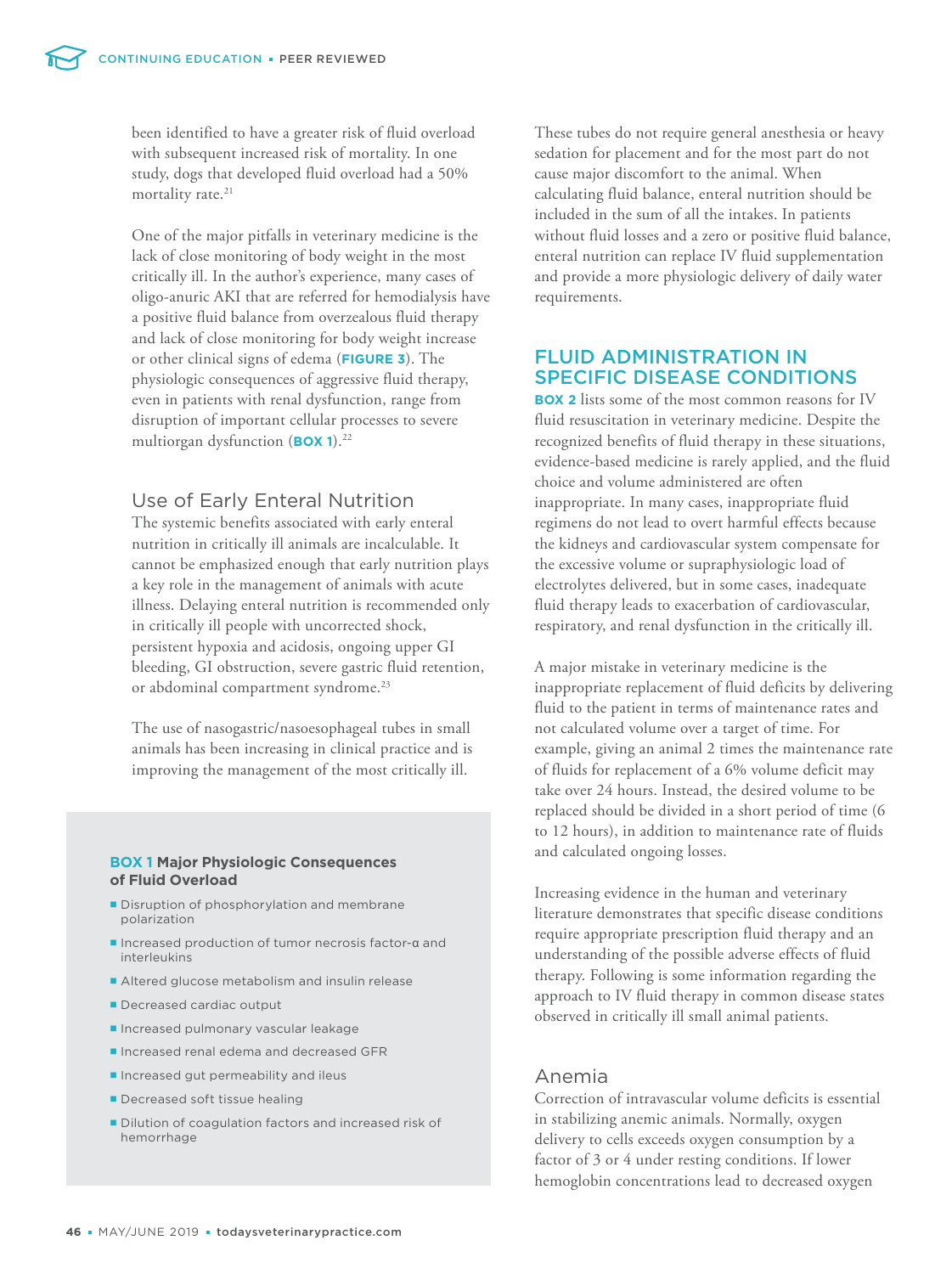been identified to have a greater risk of fluid overload with subsequent increased risk of mortality. In one study, dogs that developed fluid overload had a 50% mortality rate.[21]

One of the major pitfalls in veterinary medicine is the lack of close monitoring of body weight in the most critically ill. In the author's experience, many cases of oligo-anuric AKI that are referred for hemodialysis have a positive fluid balance from overzealous fluid therapy and lack of close monitoring for body weight increase or other clinical signs of edema (**FIGURE 3**). The physiologic consequences of aggressive fluid therapy, even in patients with renal dysfunction, range from disruption of important cellular processes to severe multiorgan dysfunction (**BOX 1**).[22]

### Use of Early Enteral Nutrition

The systemic benefits associated with early enteral nutrition in critically ill animals are incalculable. It cannot be emphasized enough that early nutrition plays a key role in the management of animals with acute illness. Delaying enteral nutrition is recommended only in critically ill people with uncorrected shock, persistent hypoxia and acidosis, ongoing upper GI bleeding, GI obstruction, severe gastric fluid retention, or abdominal compartment syndrome.[23]

The use of nasogastric/nasoesophageal tubes in small animals has been increasing in clinical practice and is improving the management of the most critically ill.

> **BOX 1 Major Physiologic Consequences of Fluid Overload**
>
> - Disruption of phosphorylation and membrane polarization
> - Increased production of tumor necrosis factor-α and interleukins
> - Altered glucose metabolism and insulin release
> - Decreased cardiac output
> - Increased pulmonary vascular leakage
> - Increased renal edema and decreased GFR
> - Increased gut permeability and ileus
> - Decreased soft tissue healing
> - Dilution of coagulation factors and increased risk of hemorrhage

These tubes do not require general anesthesia or heavy sedation for placement and for the most part do not cause major discomfort to the animal. When calculating fluid balance, enteral nutrition should be included in the sum of all the intakes. In patients without fluid losses and a zero or positive fluid balance, enteral nutrition can replace IV fluid supplementation and provide a more physiologic delivery of daily water requirements.

## FLUID ADMINISTRATION IN SPECIFIC DISEASE CONDITIONS

**BOX 2** lists some of the most common reasons for IV fluid resuscitation in veterinary medicine. Despite the recognized benefits of fluid therapy in these situations, evidence-based medicine is rarely applied, and the fluid choice and volume administered are often inappropriate. In many cases, inappropriate fluid regimens do not lead to overt harmful effects because the kidneys and cardiovascular system compensate for the excessive volume or supraphysiologic load of electrolytes delivered, but in some cases, inadequate fluid therapy leads to exacerbation of cardiovascular, respiratory, and renal dysfunction in the critically ill.

A major mistake in veterinary medicine is the inappropriate replacement of fluid deficits by delivering fluid to the patient in terms of maintenance rates and not calculated volume over a target of time. For example, giving an animal 2 times the maintenance rate of fluids for replacement of a 6% volume deficit may take over 24 hours. Instead, the desired volume to be replaced should be divided in a short period of time (6 to 12 hours), in addition to maintenance rate of fluids and calculated ongoing losses.

Increasing evidence in the human and veterinary literature demonstrates that specific disease conditions require appropriate prescription fluid therapy and an understanding of the possible adverse effects of fluid therapy. Following is some information regarding the approach to IV fluid therapy in common disease states observed in critically ill small animal patients.

### Anemia

Correction of intravascular volume deficits is essential in stabilizing anemic animals. Normally, oxygen delivery to cells exceeds oxygen consumption by a factor of 3 or 4 under resting conditions. If lower hemoglobin concentrations lead to decreased oxygen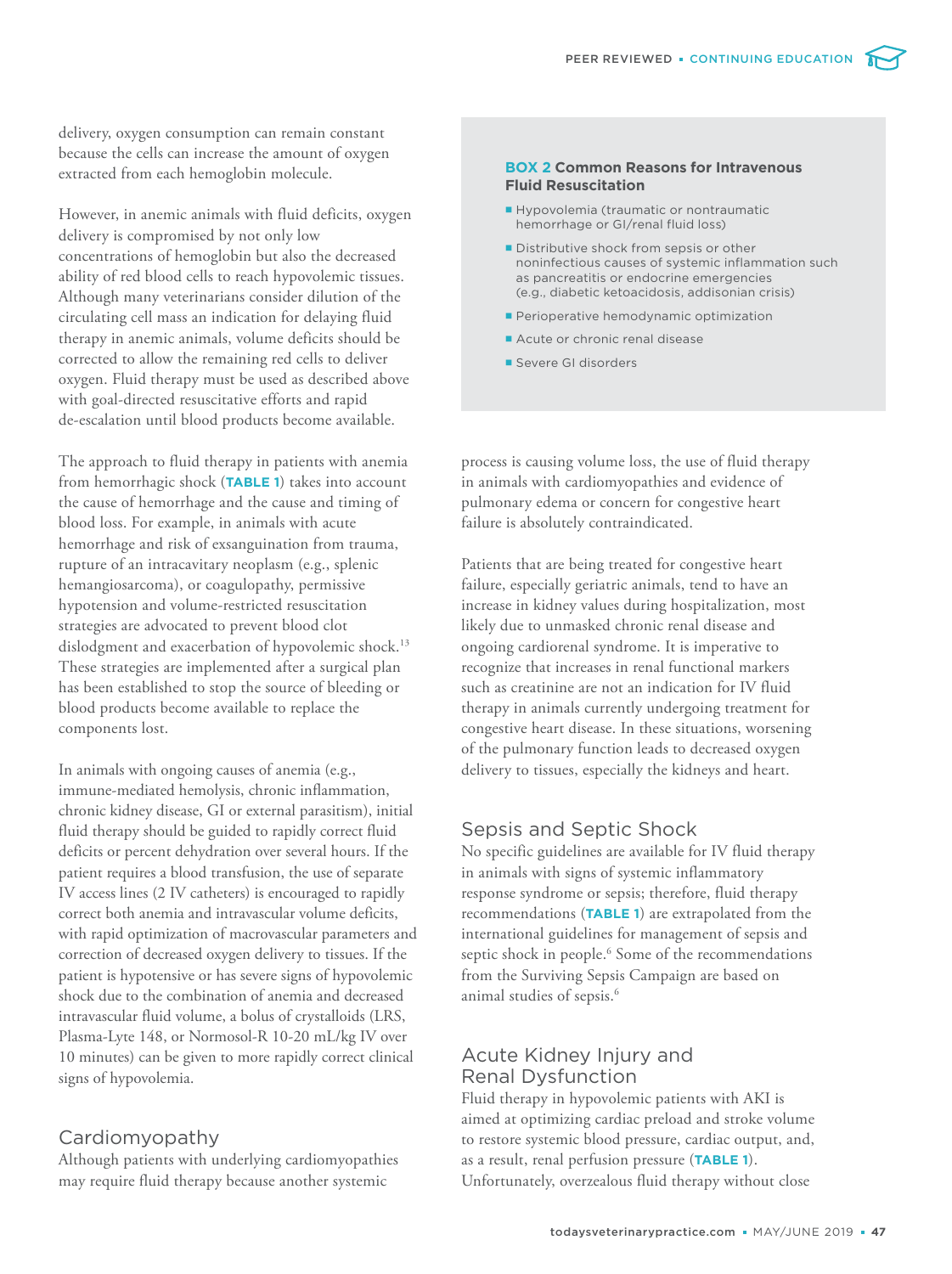delivery, oxygen consumption can remain constant because the cells can increase the amount of oxygen extracted from each hemoglobin molecule.

However, in anemic animals with fluid deficits, oxygen delivery is compromised by not only low concentrations of hemoglobin but also the decreased ability of red blood cells to reach hypovolemic tissues. Although many veterinarians consider dilution of the circulating cell mass an indication for delaying fluid therapy in anemic animals, volume deficits should be corrected to allow the remaining red cells to deliver oxygen. Fluid therapy must be used as described above with goal-directed resuscitative efforts and rapid de-escalation until blood products become available.

The approach to fluid therapy in patients with anemia from hemorrhagic shock (**TABLE 1**) takes into account the cause of hemorrhage and the cause and timing of blood loss. For example, in animals with acute hemorrhage and risk of exsanguination from trauma, rupture of an intracavitary neoplasm (e.g., splenic hemangiosarcoma), or coagulopathy, permissive hypotension and volume-restricted resuscitation strategies are advocated to prevent blood clot dislodgment and exacerbation of hypovolemic shock.[13] These strategies are implemented after a surgical plan has been established to stop the source of bleeding or blood products become available to replace the components lost.

In animals with ongoing causes of anemia (e.g., immune-mediated hemolysis, chronic inflammation, chronic kidney disease, GI or external parasitism), initial fluid therapy should be guided to rapidly correct fluid deficits or percent dehydration over several hours. If the patient requires a blood transfusion, the use of separate IV access lines (2 IV catheters) is encouraged to rapidly correct both anemia and intravascular volume deficits, with rapid optimization of macrovascular parameters and correction of decreased oxygen delivery to tissues. If the patient is hypotensive or has severe signs of hypovolemic shock due to the combination of anemia and decreased intravascular fluid volume, a bolus of crystalloids (LRS, Plasma-Lyte 148, or Normosol-R 10-20 mL/kg IV over 10 minutes) can be given to more rapidly correct clinical signs of hypovolemia.

## Cardiomyopathy

Although patients with underlying cardiomyopathies may require fluid therapy because another systemic process is causing volume loss, the use of fluid therapy in animals with cardiomyopathies and evidence of pulmonary edema or concern for congestive heart failure is absolutely contraindicated.

Patients that are being treated for congestive heart failure, especially geriatric animals, tend to have an increase in kidney values during hospitalization, most likely due to unmasked chronic renal disease and ongoing cardiorenal syndrome. It is imperative to recognize that increases in renal functional markers such as creatinine are not an indication for IV fluid therapy in animals currently undergoing treatment for congestive heart disease. In these situations, worsening of the pulmonary function leads to decreased oxygen delivery to tissues, especially the kidneys and heart.

> **BOX 2 Common Reasons for Intravenous Fluid Resuscitation**
>
> - Hypovolemia (traumatic or nontraumatic hemorrhage or GI/renal fluid loss)
> - Distributive shock from sepsis or other noninfectious causes of systemic inflammation such as pancreatitis or endocrine emergencies (e.g., diabetic ketoacidosis, addisonian crisis)
> - Perioperative hemodynamic optimization
> - Acute or chronic renal disease
> - Severe GI disorders

## Sepsis and Septic Shock

No specific guidelines are available for IV fluid therapy in animals with signs of systemic inflammatory response syndrome or sepsis; therefore, fluid therapy recommendations (**TABLE 1**) are extrapolated from the international guidelines for management of sepsis and septic shock in people.[6] Some of the recommendations from the Surviving Sepsis Campaign are based on animal studies of sepsis.[6]

## Acute Kidney Injury and Renal Dysfunction

Fluid therapy in hypovolemic patients with AKI is aimed at optimizing cardiac preload and stroke volume to restore systemic blood pressure, cardiac output, and, as a result, renal perfusion pressure (**TABLE 1**). Unfortunately, overzealous fluid therapy without close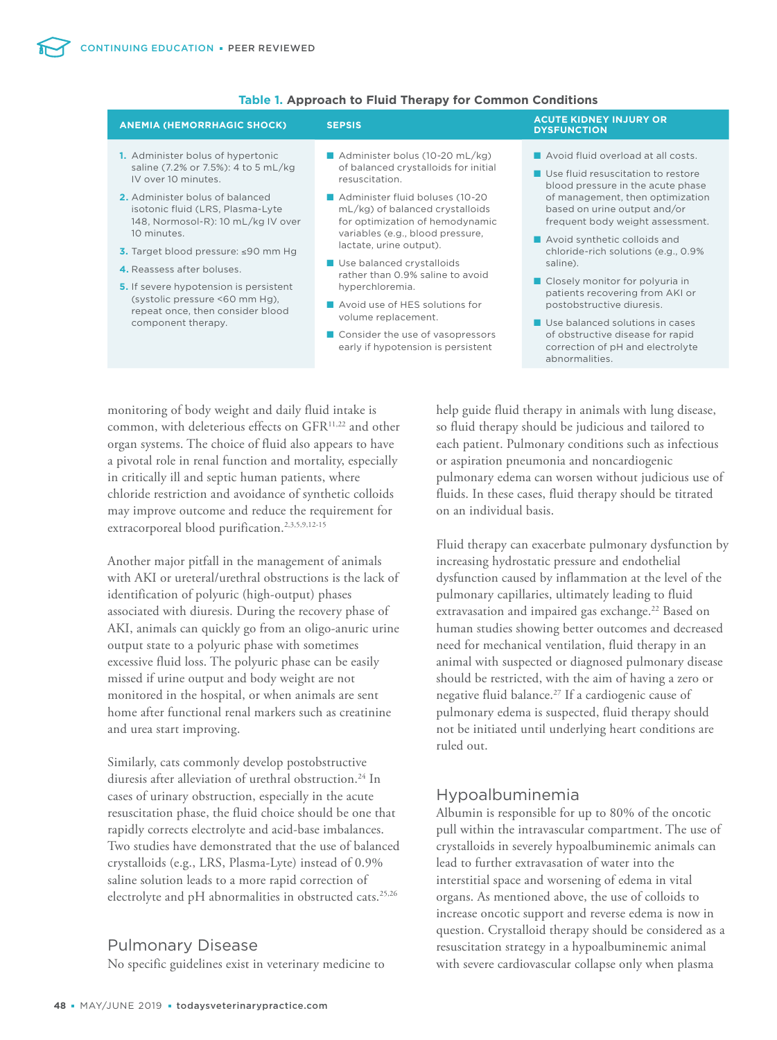**Table 1. Approach to Fluid Therapy for Common Conditions**

| ANEMIA (HEMORRHAGIC SHOCK) | SEPSIS | ACUTE KIDNEY INJURY OR DYSFUNCTION |
|---|---|---|
| 1. Administer bolus of hypertonic saline (7.2% or 7.5%): 4 to 5 mL/kg IV over 10 minutes.<br>2. Administer bolus of balanced isotonic fluid (LRS, Plasma-Lyte 148, Normosol-R): 10 mL/kg IV over 10 minutes.<br>3. Target blood pressure: ≤90 mm Hg<br>4. Reassess after boluses.<br>5. If severe hypotension is persistent (systolic pressure <60 mm Hg), repeat once, then consider blood component therapy. | ■ Administer bolus (10-20 mL/kg) of balanced crystalloids for initial resuscitation.<br>■ Administer fluid boluses (10-20 mL/kg) of balanced crystalloids for optimization of hemodynamic variables (e.g., blood pressure, lactate, urine output).<br>■ Use balanced crystalloids rather than 0.9% saline to avoid hyperchloremia.<br>■ Avoid use of HES solutions for volume replacement.<br>■ Consider the use of vasopressors early if hypotension is persistent | ■ Avoid fluid overload at all costs.<br>■ Use fluid resuscitation to restore blood pressure in the acute phase of management, then optimization based on urine output and/or frequent body weight assessment.<br>■ Avoid synthetic colloids and chloride-rich solutions (e.g., 0.9% saline).<br>■ Closely monitor for polyuria in patients recovering from AKI or postobstructive diuresis.<br>■ Use balanced solutions in cases of obstructive disease for rapid correction of pH and electrolyte abnormalities. |

monitoring of body weight and daily fluid intake is common, with deleterious effects on GFR[11,22] and other organ systems. The choice of fluid also appears to have a pivotal role in renal function and mortality, especially in critically ill and septic human patients, where chloride restriction and avoidance of synthetic colloids may improve outcome and reduce the requirement for extracorporeal blood purification.[2,3,5,9,12-15]

Another major pitfall in the management of animals with AKI or ureteral/urethral obstructions is the lack of identification of polyuric (high-output) phases associated with diuresis. During the recovery phase of AKI, animals can quickly go from an oligo-anuric urine output state to a polyuric phase with sometimes excessive fluid loss. The polyuric phase can be easily missed if urine output and body weight are not monitored in the hospital, or when animals are sent home after functional renal markers such as creatinine and urea start improving.

Similarly, cats commonly develop postobstructive diuresis after alleviation of urethral obstruction.[24] In cases of urinary obstruction, especially in the acute resuscitation phase, the fluid choice should be one that rapidly corrects electrolyte and acid-base imbalances. Two studies have demonstrated that the use of balanced crystalloids (e.g., LRS, Plasma-Lyte) instead of 0.9% saline solution leads to a more rapid correction of electrolyte and pH abnormalities in obstructed cats.[25,26]

## Pulmonary Disease

No specific guidelines exist in veterinary medicine to help guide fluid therapy in animals with lung disease, so fluid therapy should be judicious and tailored to each patient. Pulmonary conditions such as infectious or aspiration pneumonia and noncardiogenic pulmonary edema can worsen without judicious use of fluids. In these cases, fluid therapy should be titrated on an individual basis.

Fluid therapy can exacerbate pulmonary dysfunction by increasing hydrostatic pressure and endothelial dysfunction caused by inflammation at the level of the pulmonary capillaries, ultimately leading to fluid extravasation and impaired gas exchange.[22] Based on human studies showing better outcomes and decreased need for mechanical ventilation, fluid therapy in an animal with suspected or diagnosed pulmonary disease should be restricted, with the aim of having a zero or negative fluid balance.[27] If a cardiogenic cause of pulmonary edema is suspected, fluid therapy should not be initiated until underlying heart conditions are ruled out.

## Hypoalbuminemia

Albumin is responsible for up to 80% of the oncotic pull within the intravascular compartment. The use of crystalloids in severely hypoalbuminemic animals can lead to further extravasation of water into the interstitial space and worsening of edema in vital organs. As mentioned above, the use of colloids to increase oncotic support and reverse edema is now in question. Crystalloid therapy should be considered as a resuscitation strategy in a hypoalbuminemic animal with severe cardiovascular collapse only when plasma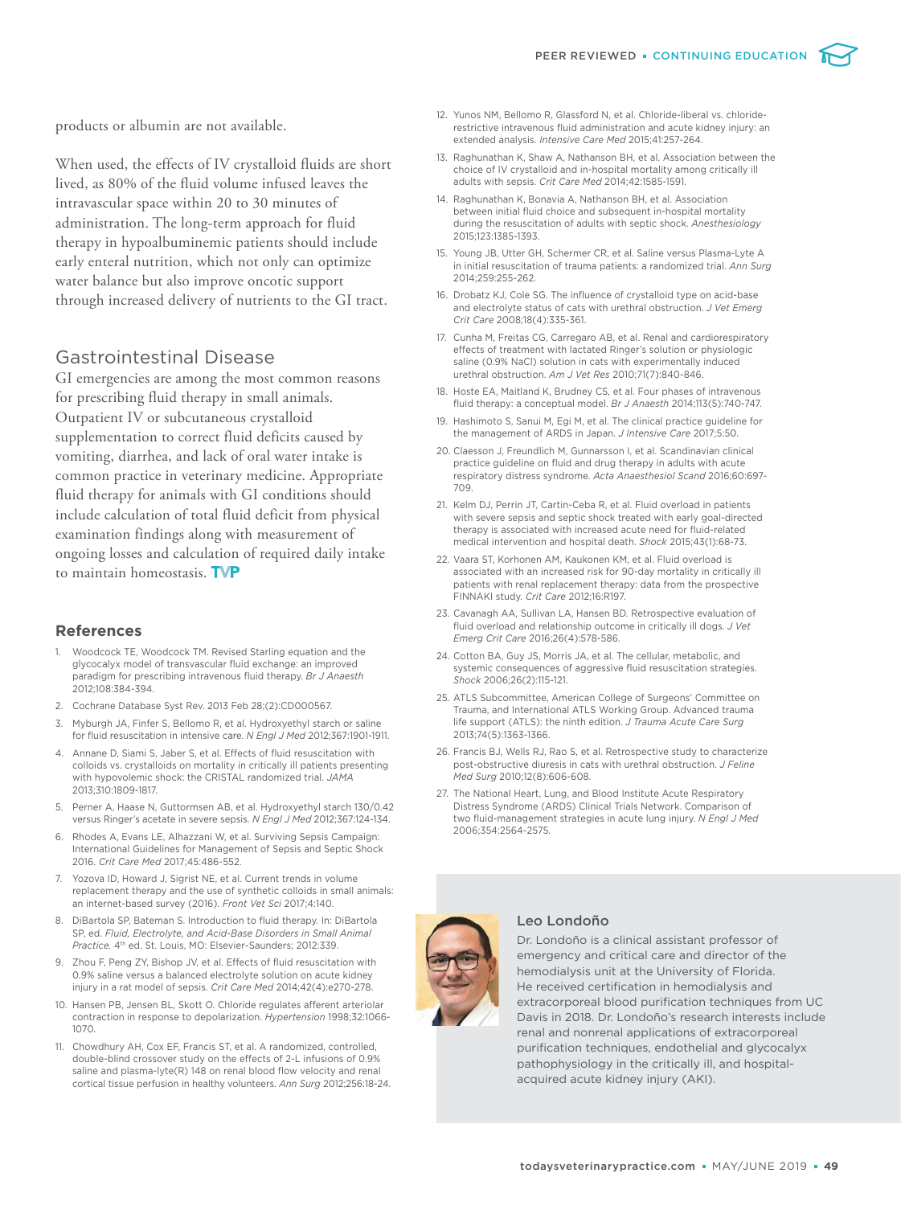products or albumin are not available.

When used, the effects of IV crystalloid fluids are short lived, as 80% of the fluid volume infused leaves the intravascular space within 20 to 30 minutes of administration. The long-term approach for fluid therapy in hypoalbuminemic patients should include early enteral nutrition, which not only can optimize water balance but also improve oncotic support through increased delivery of nutrients to the GI tract.

## Gastrointestinal Disease

GI emergencies are among the most common reasons for prescribing fluid therapy in small animals. Outpatient IV or subcutaneous crystalloid supplementation to correct fluid deficits caused by vomiting, diarrhea, and lack of oral water intake is common practice in veterinary medicine. Appropriate fluid therapy for animals with GI conditions should include calculation of total fluid deficit from physical examination findings along with measurement of ongoing losses and calculation of required daily intake to maintain homeostasis. TVP

### References

1. Woodcock TE, Woodcock TM. Revised Starling equation and the glycocalyx model of transvascular fluid exchange: an improved paradigm for prescribing intravenous fluid therapy. *Br J Anaesth* 2012;108:384-394.
2. Cochrane Database Syst Rev. 2013 Feb 28;(2):CD000567.
3. Myburgh JA, Finfer S, Bellomo R, et al. Hydroxyethyl starch or saline for fluid resuscitation in intensive care. *N Engl J Med* 2012;367:1901-1911.
4. Annane D, Siami S, Jaber S, et al. Effects of fluid resuscitation with colloids vs. crystalloids on mortality in critically ill patients presenting with hypovolemic shock: the CRISTAL randomized trial. *JAMA* 2013;310:1809-1817.
5. Perner A, Haase N, Guttormsen AB, et al. Hydroxyethyl starch 130/0.42 versus Ringer's acetate in severe sepsis. *N Engl J Med* 2012;367:124-134.
6. Rhodes A, Evans LE, Alhazzani W, et al. Surviving Sepsis Campaign: International Guidelines for Management of Sepsis and Septic Shock 2016. *Crit Care Med* 2017;45:486-552.
7. Yozova ID, Howard J, Sigrist NE, et al. Current trends in volume replacement therapy and the use of synthetic colloids in small animals: an internet-based survey (2016). *Front Vet Sci* 2017;4:140.
8. DiBartola SP, Bateman S. Introduction to fluid therapy. In: DiBartola SP, ed. *Fluid, Electrolyte, and Acid-Base Disorders in Small Animal Practice.* 4th ed. St. Louis, MO: Elsevier-Saunders; 2012:339.
9. Zhou F, Peng ZY, Bishop JV, et al. Effects of fluid resuscitation with 0.9% saline versus a balanced electrolyte solution on acute kidney injury in a rat model of sepsis. *Crit Care Med* 2014;42(4):e270-278.
10. Hansen PB, Jensen BL, Skott O. Chloride regulates afferent arteriolar contraction in response to depolarization. *Hypertension* 1998;32:1066-1070.
11. Chowdhury AH, Cox EF, Francis ST, et al. A randomized, controlled, double-blind crossover study on the effects of 2-L infusions of 0.9% saline and plasma-lyte(R) 148 on renal blood flow velocity and renal cortical tissue perfusion in healthy volunteers. *Ann Surg* 2012;256:18-24.
12. Yunos NM, Bellomo R, Glassford N, et al. Chloride-liberal vs. chloride-restrictive intravenous fluid administration and acute kidney injury: an extended analysis. *Intensive Care Med* 2015;41:257-264.
13. Raghunathan K, Shaw A, Nathanson BH, et al. Association between the choice of IV crystalloid and in-hospital mortality among critically ill adults with sepsis. *Crit Care Med* 2014;42:1585-1591.
14. Raghunathan K, Bonavia A, Nathanson BH, et al. Association between initial fluid choice and subsequent in-hospital mortality during the resuscitation of adults with septic shock. *Anesthesiology* 2015;123:1385-1393.
15. Young JB, Utter GH, Schermer CR, et al. Saline versus Plasma-Lyte A in initial resuscitation of trauma patients: a randomized trial. *Ann Surg* 2014;259:255-262.
16. Drobatz KJ, Cole SG. The influence of crystalloid type on acid-base and electrolyte status of cats with urethral obstruction. *J Vet Emerg Crit Care* 2008;18(4):335-361.
17. Cunha M, Freitas CG, Carregaro AB, et al. Renal and cardiorespiratory effects of treatment with lactated Ringer's solution or physiologic saline (0.9% NaCl) solution in cats with experimentally induced urethral obstruction. *Am J Vet Res* 2010;71(7):840-846.
18. Hoste EA, Maitland K, Brudney CS, et al. Four phases of intravenous fluid therapy: a conceptual model. *Br J Anaesth* 2014;113(5):740-747.
19. Hashimoto S, Sanui M, Egi M, et al. The clinical practice guideline for the management of ARDS in Japan. *J Intensive Care* 2017;5:50.
20. Claesson J, Freundlich M, Gunnarsson I, et al. Scandinavian clinical practice guideline on fluid and drug therapy in adults with acute respiratory distress syndrome. *Acta Anaesthesiol Scand* 2016;60:697-709.
21. Kelm DJ, Perrin JT, Cartin-Ceba R, et al. Fluid overload in patients with severe sepsis and septic shock treated with early goal-directed therapy is associated with increased acute need for fluid-related medical intervention and hospital death. *Shock* 2015;43(1):68-73.
22. Vaara ST, Korhonen AM, Kaukonen KM, et al. Fluid overload is associated with an increased risk for 90-day mortality in critically ill patients with renal replacement therapy: data from the prospective FINNAKI study. *Crit Care* 2012;16:R197.
23. Cavanagh AA, Sullivan LA, Hansen BD. Retrospective evaluation of fluid overload and relationship outcome in critically ill dogs. *J Vet Emerg Crit Care* 2016;26(4):578-586.
24. Cotton BA, Guy JS, Morris JA, et al. The cellular, metabolic, and systemic consequences of aggressive fluid resuscitation strategies. *Shock* 2006;26(2):115-121.
25. ATLS Subcommittee, American College of Surgeons' Committee on Trauma, and International ATLS Working Group. Advanced trauma life support (ATLS): the ninth edition. *J Trauma Acute Care Surg* 2013;74(5):1363-1366.
26. Francis BJ, Wells RJ, Rao S, et al. Retrospective study to characterize post-obstructive diuresis in cats with urethral obstruction. *J Feline Med Surg* 2010;12(8):606-608.
27. The National Heart, Lung, and Blood Institute Acute Respiratory Distress Syndrome (ARDS) Clinical Trials Network. Comparison of two fluid-management strategies in acute lung injury. *N Engl J Med* 2006;354:2564-2575.

### Leo Londoño

Dr. Londoño is a clinical assistant professor of emergency and critical care and director of the hemodialysis unit at the University of Florida. He received certification in hemodialysis and extracorporeal blood purification techniques from UC Davis in 2018. Dr. Londoño's research interests include renal and nonrenal applications of extracorporeal purification techniques, endothelial and glycocalyx pathophysiology in the critically ill, and hospital-acquired acute kidney injury (AKI).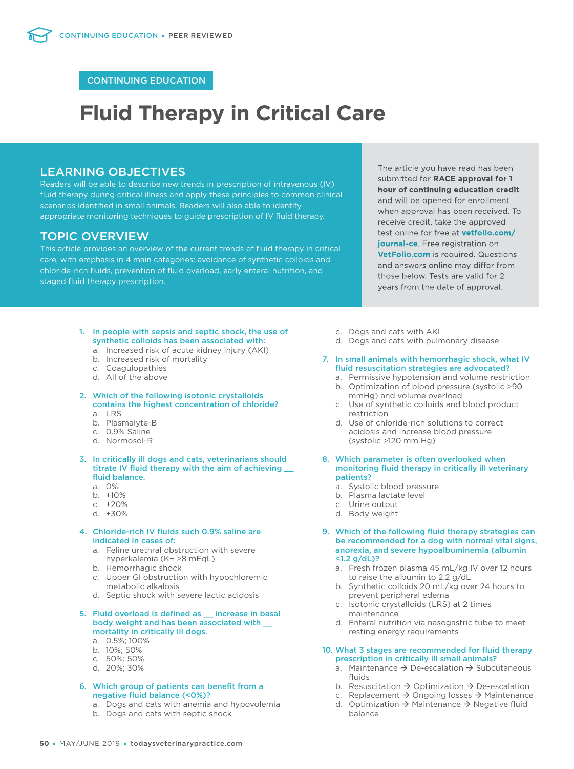CONTINUING EDUCATION

# Fluid Therapy in Critical Care

## LEARNING OBJECTIVES

Readers will be able to describe new trends in prescription of intravenous (IV) fluid therapy during critical illness and apply these principles to common clinical scenarios identified in small animals. Readers will also able to identify appropriate monitoring techniques to guide prescription of IV fluid therapy.

## TOPIC OVERVIEW

This article provides an overview of the current trends of fluid therapy in critical care, with emphasis in 4 main categories: avoidance of synthetic colloids and chloride-rich fluids, prevention of fluid overload, early enteral nutrition, and staged fluid therapy prescription.

The article you have read has been submitted for **RACE approval for 1 hour of continuing education credit** and will be opened for enrollment when approval has been received. To receive credit, take the approved test online for free at **vetfolio.com/journal-ce**. Free registration on **VetFolio.com** is required. Questions and answers online may differ from those below. Tests are valid for 2 years from the date of approval.

1. **In people with sepsis and septic shock, the use of synthetic colloids has been associated with:**
   a. Increased risk of acute kidney injury (AKI)
   b. Increased risk of mortality
   c. Coagulopathies
   d. All of the above

2. **Which of the following isotonic crystalloids contains the highest concentration of chloride?**
   a. LRS
   b. Plasmalyte-B
   c. 0.9% Saline
   d. Normosol-R

3. **In critically ill dogs and cats, veterinarians should titrate IV fluid therapy with the aim of achieving __ fluid balance.**
   a. 0%
   b. +10%
   c. +20%
   d. +30%

4. **Chloride-rich IV fluids such 0.9% saline are indicated in cases of:**
   a. Feline urethral obstruction with severe hyperkalemia (K+ >8 mEqL)
   b. Hemorrhagic shock
   c. Upper GI obstruction with hypochloremic metabolic alkalosis
   d. Septic shock with severe lactic acidosis

5. **Fluid overload is defined as __ increase in basal body weight and has been associated with __ mortality in critically ill dogs.**
   a. 0.5%; 100%
   b. 10%; 50%
   c. 50%; 50%
   d. 20%; 30%

6. **Which group of patients can benefit from a negative fluid balance (<0%)?**
   a. Dogs and cats with anemia and hypovolemia
   b. Dogs and cats with septic shock
   c. Dogs and cats with AKI
   d. Dogs and cats with pulmonary disease

7. **In small animals with hemorrhagic shock, what IV fluid resuscitation strategies are advocated?**
   a. Permissive hypotension and volume restriction
   b. Optimization of blood pressure (systolic >90 mmHg) and volume overload
   c. Use of synthetic colloids and blood product restriction
   d. Use of chloride-rich solutions to correct acidosis and increase blood pressure (systolic >120 mm Hg)

8. **Which parameter is often overlooked when monitoring fluid therapy in critically ill veterinary patients?**
   a. Systolic blood pressure
   b. Plasma lactate level
   c. Urine output
   d. Body weight

9. **Which of the following fluid therapy strategies can be recommended for a dog with normal vital signs, anorexia, and severe hypoalbuminemia (albumin <1.2 g/dL)?**
   a. Fresh frozen plasma 45 mL/kg IV over 12 hours to raise the albumin to 2.2 g/dL
   b. Synthetic colloids 20 mL/kg over 24 hours to prevent peripheral edema
   c. Isotonic crystalloids (LRS) at 2 times maintenance
   d. Enteral nutrition via nasogastric tube to meet resting energy requirements

10. **What 3 stages are recommended for fluid therapy prescription in critically ill small animals?**
    a. Maintenance → De-escalation → Subcutaneous fluids
    b. Resuscitation → Optimization → De-escalation
    c. Replacement → Ongoing losses → Maintenance
    d. Optimization → Maintenance → Negative fluid balance